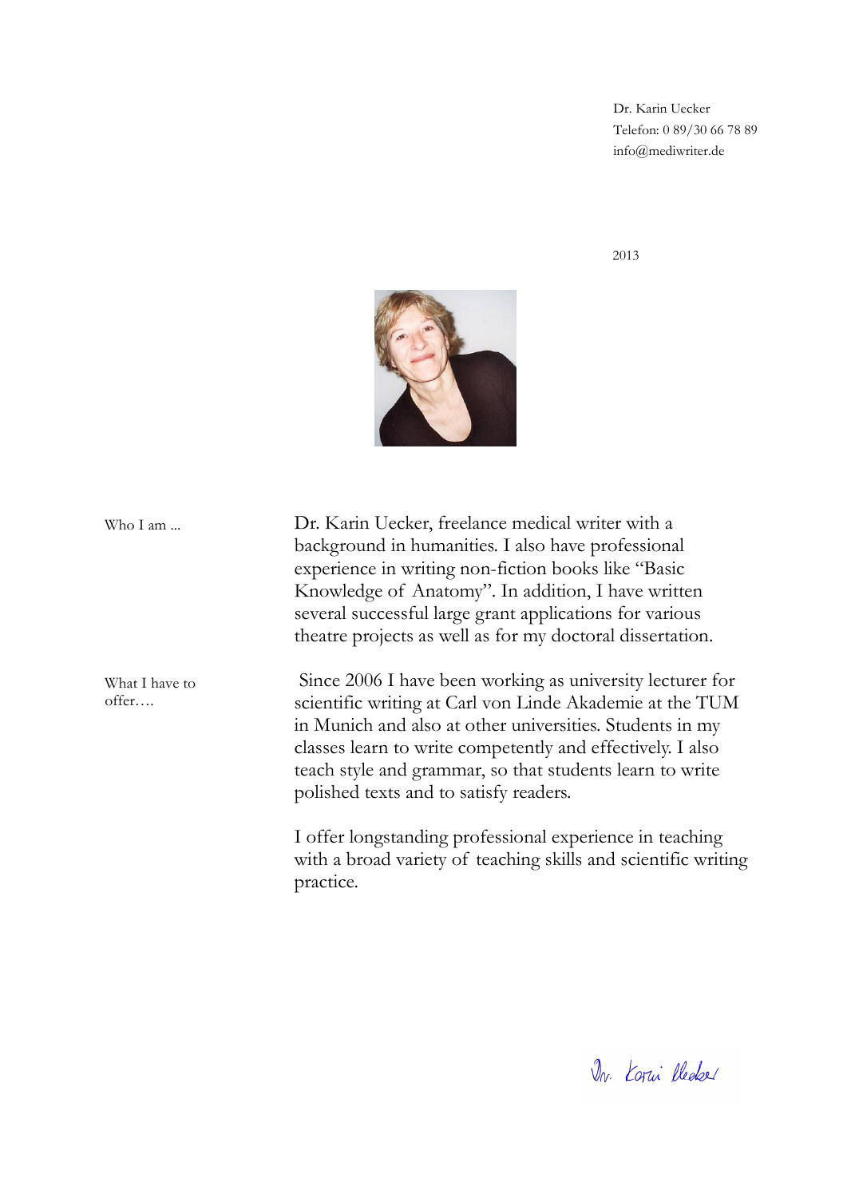Dr. Karin Uecker
Telefon: 0 89/30 66 78 89
info@mediwriter.de

2013

**Who I am ...**

Dr. Karin Uecker, freelance medical writer with a background in humanities. I also have professional experience in writing non-fiction books like "Basic Knowledge of Anatomy". In addition, I have written several successful large grant applications for various theatre projects as well as for my doctoral dissertation.

**What I have to offer….**

Since 2006 I have been working as university lecturer for scientific writing at Carl von Linde Akademie at the TUM in Munich and also at other universities. Students in my classes learn to write competently and effectively. I also teach style and grammar, so that students learn to write polished texts and to satisfy readers.

I offer longstanding professional experience in teaching with a broad variety of teaching skills and scientific writing practice.

Dr. Karin Uecker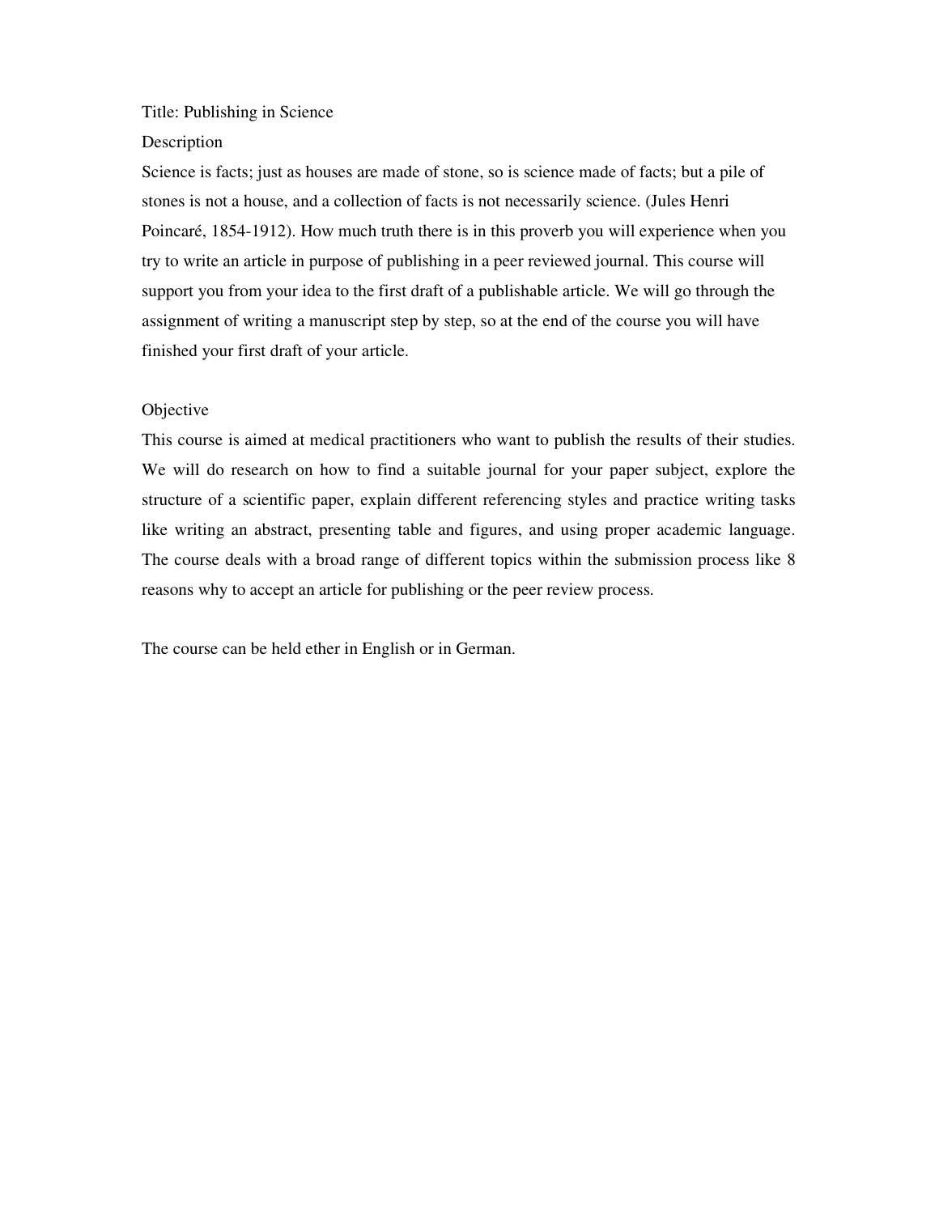Title: Publishing in Science

Description

Science is facts; just as houses are made of stone, so is science made of facts; but a pile of stones is not a house, and a collection of facts is not necessarily science. (Jules Henri Poincaré, 1854-1912). How much truth there is in this proverb you will experience when you try to write an article in purpose of publishing in a peer reviewed journal. This course will support you from your idea to the first draft of a publishable article. We will go through the assignment of writing a manuscript step by step, so at the end of the course you will have finished your first draft of your article.

Objective

This course is aimed at medical practitioners who want to publish the results of their studies. We will do research on how to find a suitable journal for your paper subject, explore the structure of a scientific paper, explain different referencing styles and practice writing tasks like writing an abstract, presenting table and figures, and using proper academic language. The course deals with a broad range of different topics within the submission process like 8 reasons why to accept an article for publishing or the peer review process.

The course can be held ether in English or in German.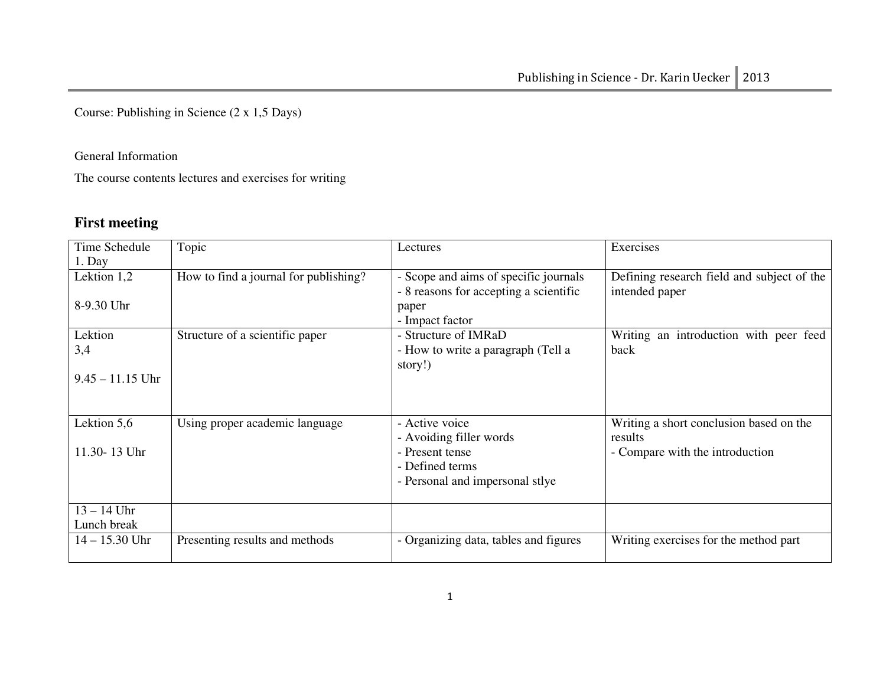Course: Publishing in Science (2 x 1,5 Days)

General Information

The course contents lectures and exercises for writing

## First meeting

| Time Schedule 1. Day | Topic | Lectures | Exercises |
|---|---|---|---|
| Lektion 1,2<br><br>8-9.30 Uhr | How to find a journal for publishing? | - Scope and aims of specific journals<br>- 8 reasons for accepting a scientific paper<br>- Impact factor | Defining research field and subject of the intended paper |
| Lektion 3,4<br><br>9.45 – 11.15 Uhr | Structure of a scientific paper | - Structure of IMRaD<br>- How to write a paragraph (Tell a story!) | Writing an introduction with peer feed back |
| Lektion 5,6<br><br>11.30- 13 Uhr | Using proper academic language | - Active voice<br>- Avoiding filler words<br>- Present tense<br>- Defined terms<br>- Personal and impersonal stlye | Writing a short conclusion based on the results<br>- Compare with the introduction |
| 13 – 14 Uhr<br>Lunch break | | | |
| 14 – 15.30 Uhr | Presenting results and methods | - Organizing data, tables and figures | Writing exercises for the method part |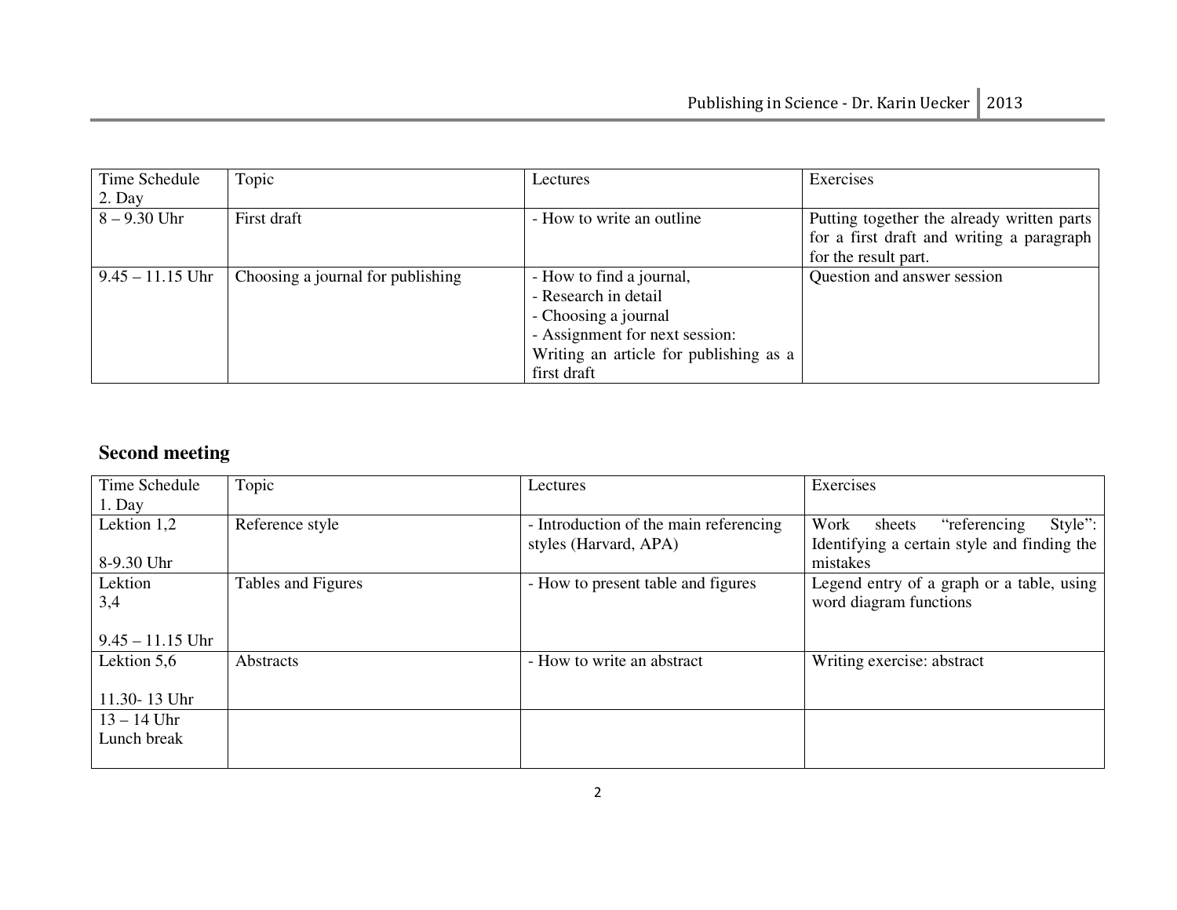| Time Schedule 2. Day | Topic | Lectures | Exercises |
|---|---|---|---|
| 8 – 9.30 Uhr | First draft | - How to write an outline | Putting together the already written parts for a first draft and writing a paragraph for the result part. |
| 9.45 – 11.15 Uhr | Choosing a journal for publishing | - How to find a journal,<br>- Research in detail<br>- Choosing a journal<br>- Assignment for next session: Writing an article for publishing as a first draft | Question and answer session |

## Second meeting

| Time Schedule 1. Day | Topic | Lectures | Exercises |
|---|---|---|---|
| Lektion 1,2<br><br>8-9.30 Uhr | Reference style | - Introduction of the main referencing styles (Harvard, APA) | Work sheets “referencing Style”: Identifying a certain style and finding the mistakes |
| Lektion 3,4<br><br>9.45 – 11.15 Uhr | Tables and Figures | - How to present table and figures | Legend entry of a graph or a table, using word diagram functions |
| Lektion 5,6<br><br>11.30- 13 Uhr | Abstracts | - How to write an abstract | Writing exercise: abstract |
| 13 – 14 Uhr Lunch break | | | |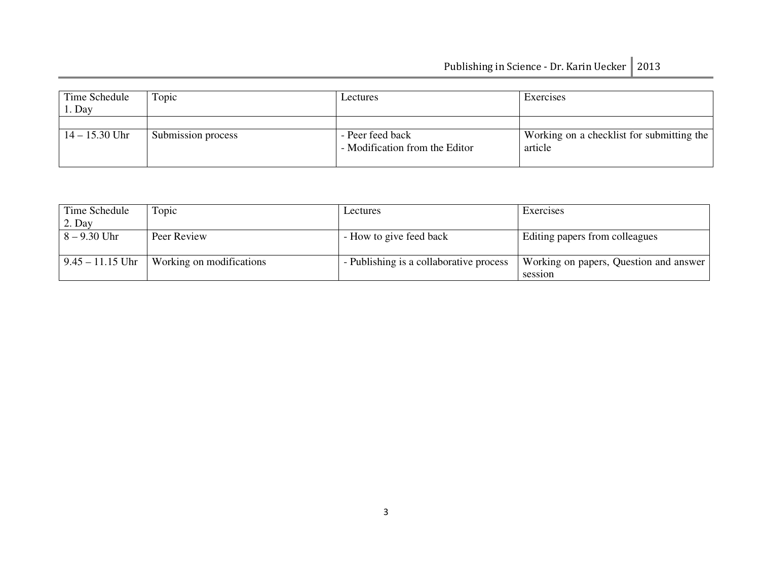| Time Schedule 1. Day | Topic | Lectures | Exercises |
|---|---|---|---|
| | | | |
| 14 – 15.30 Uhr | Submission process | - Peer feed back<br>- Modification from the Editor | Working on a checklist for submitting the article |

| Time Schedule 2. Day | Topic | Lectures | Exercises |
|---|---|---|---|
| 8 – 9.30 Uhr | Peer Review | - How to give feed back | Editing papers from colleagues |
| 9.45 – 11.15 Uhr | Working on modifications | - Publishing is a collaborative process | Working on papers, Question and answer session |